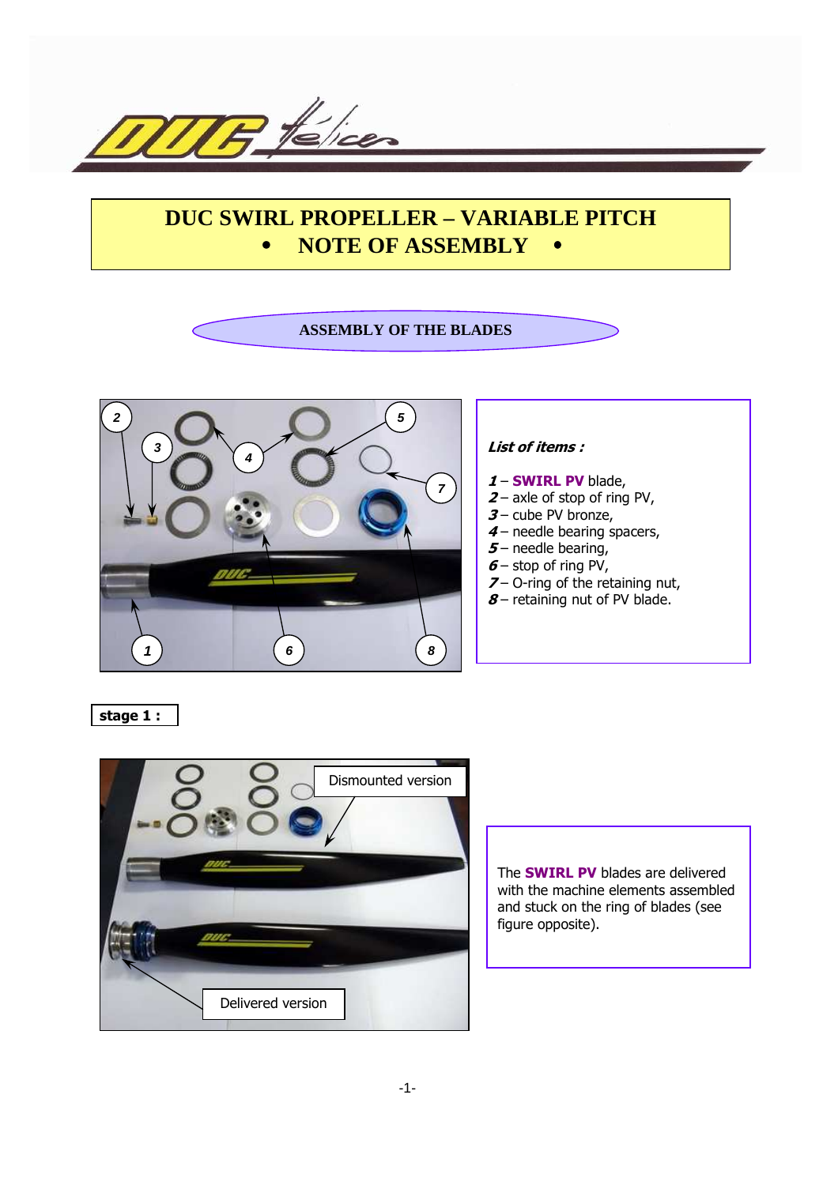# DUC SWIRL PROPELLER – VARIABLE PITCH
## • NOTE OF ASSEMBLY •

### ASSEMBLY OF THE BLADES

***List of items :***

***1*** – **SWIRL PV** blade,
***2*** – axle of stop of ring PV,
***3*** – cube PV bronze,
***4*** – needle bearing spacers,
***5*** – needle bearing,
***6*** – stop of ring PV,
***7*** – O-ring of the retaining nut,
***8*** – retaining nut of PV blade.

**stage 1 :**

Dismounted version

Delivered version

The **SWIRL PV** blades are delivered with the machine elements assembled and stuck on the ring of blades (see figure opposite).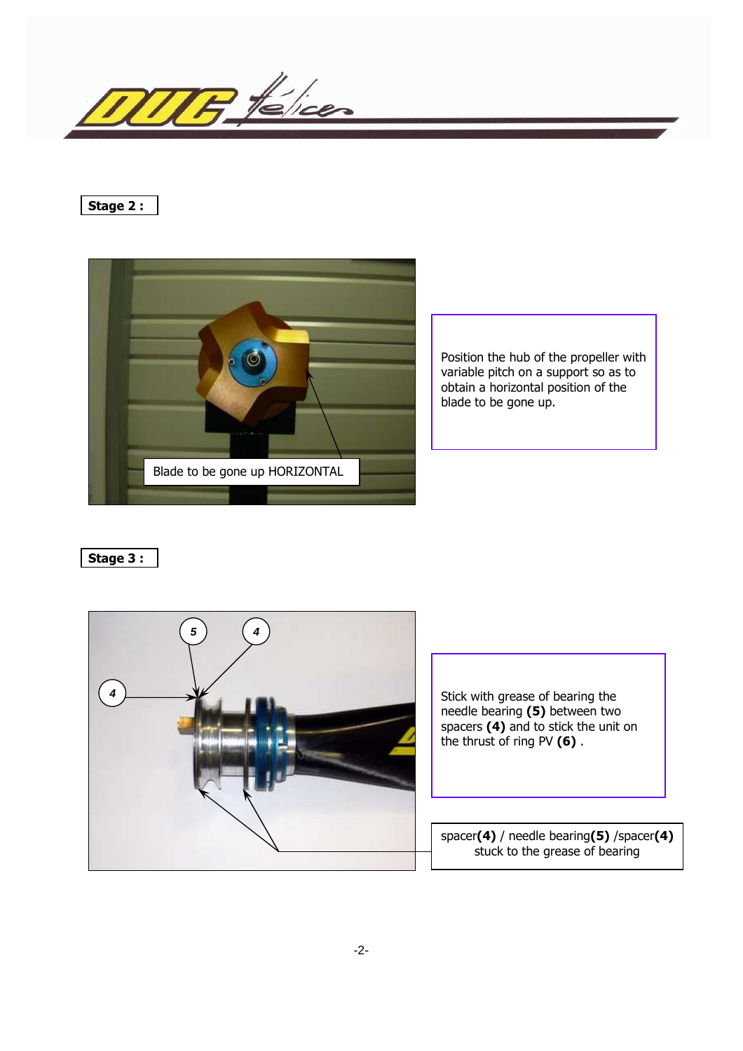**Stage 2 :**

Blade to be gone up HORIZONTAL

Position the hub of the propeller with variable pitch on a support so as to obtain a horizontal position of the blade to be gone up.

**Stage 3 :**

Stick with grease of bearing the needle bearing **(5)** between two spacers **(4)** and to stick the unit on the thrust of ring PV **(6)** .

spacer**(4)** / needle bearing**(5)** /spacer**(4)** stuck to the grease of bearing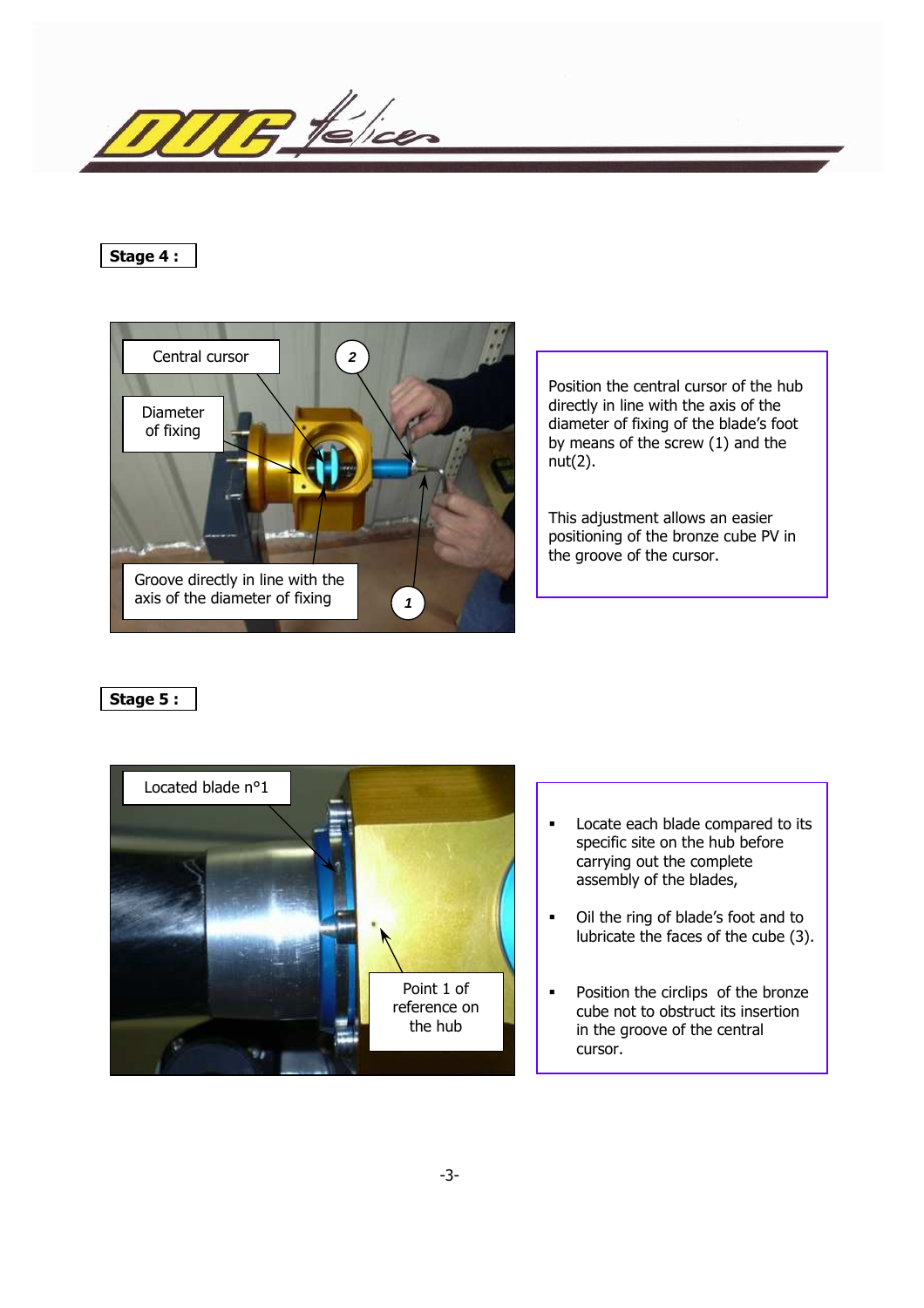**Stage 4 :**

Central cursor

Diameter of fixing

Groove directly in line with the axis of the diameter of fixing

2

1

Position the central cursor of the hub directly in line with the axis of the diameter of fixing of the blade's foot by means of the screw (1) and the nut(2).

This adjustment allows an easier positioning of the bronze cube PV in the groove of the cursor.

**Stage 5 :**

Located blade n°1

Point 1 of reference on the hub

- Locate each blade compared to its specific site on the hub before carrying out the complete assembly of the blades,
- Oil the ring of blade's foot and to lubricate the faces of the cube (3).
- Position the circlips of the bronze cube not to obstruct its insertion in the groove of the central cursor.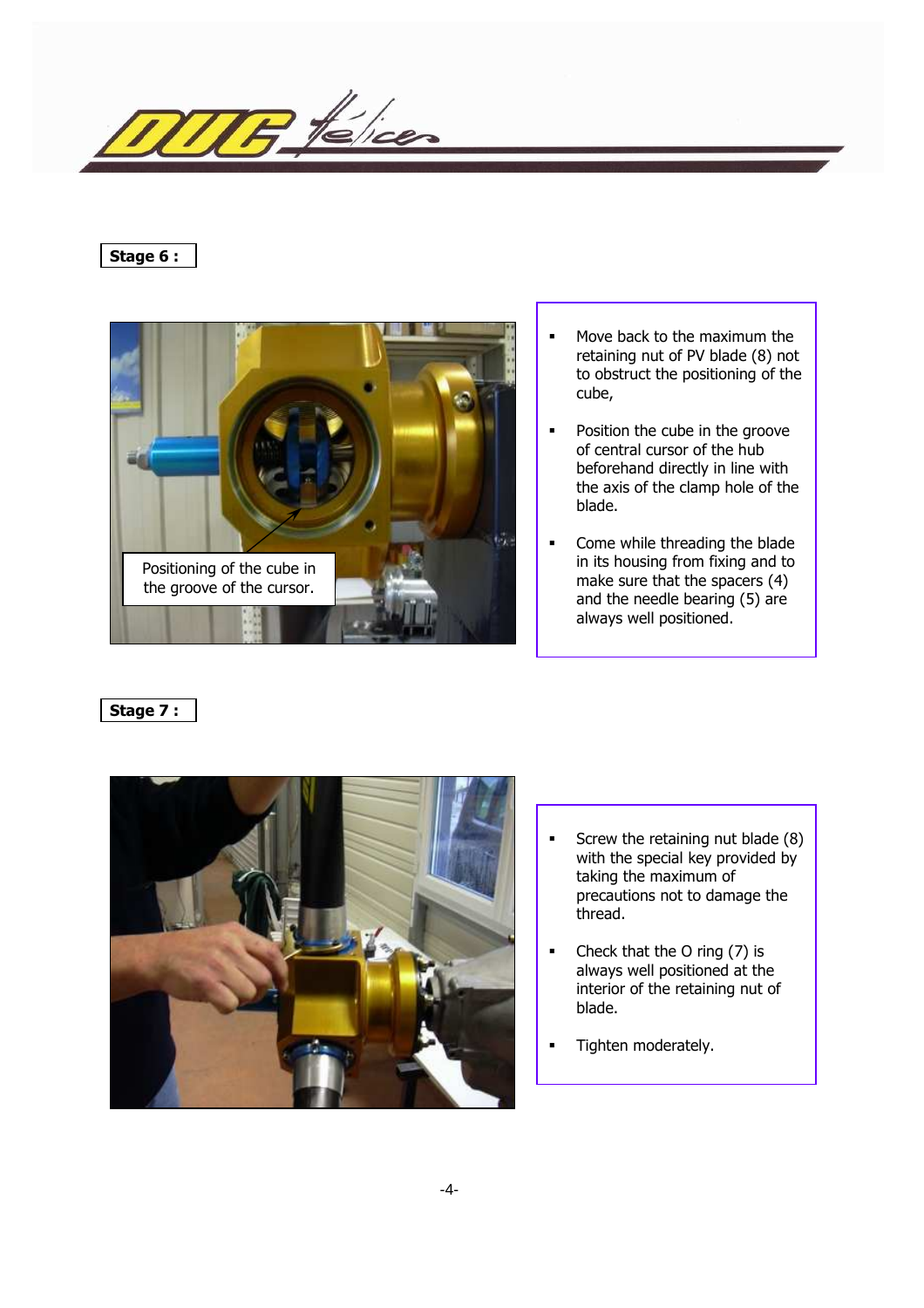**Stage 6 :**

Positioning of the cube in the groove of the cursor.

- Move back to the maximum the retaining nut of PV blade (8) not to obstruct the positioning of the cube,
- Position the cube in the groove of central cursor of the hub beforehand directly in line with the axis of the clamp hole of the blade.
- Come while threading the blade in its housing from fixing and to make sure that the spacers (4) and the needle bearing (5) are always well positioned.

**Stage 7 :**

- Screw the retaining nut blade (8) with the special key provided by taking the maximum of precautions not to damage the thread.
- Check that the O ring (7) is always well positioned at the interior of the retaining nut of blade.
- Tighten moderately.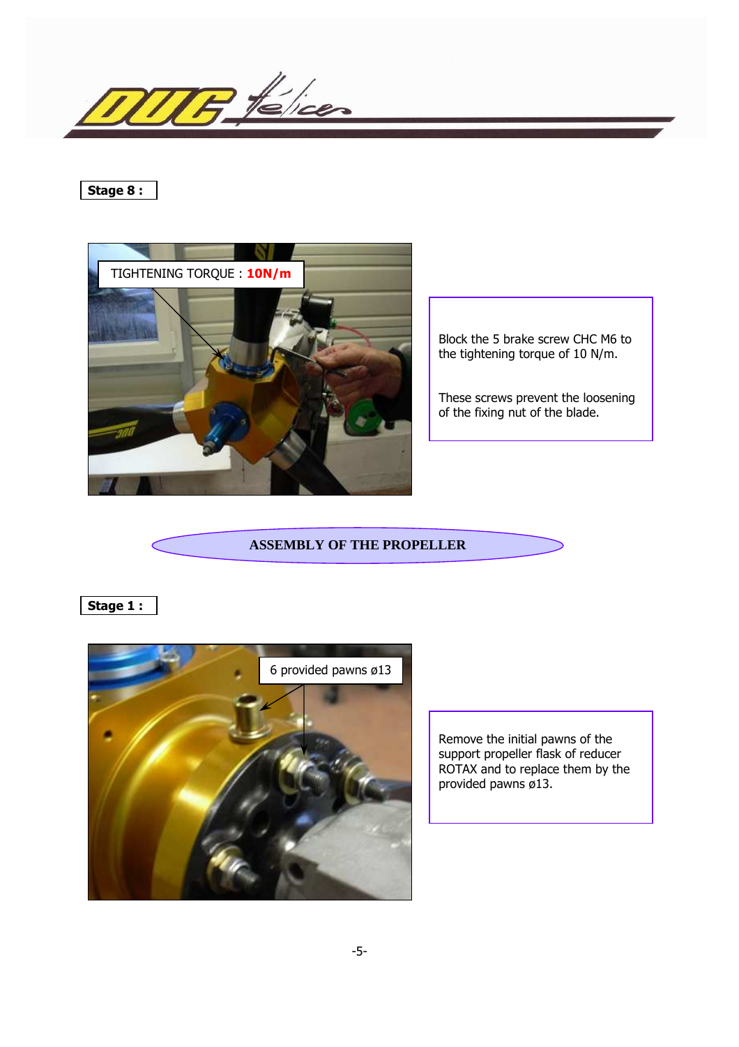**Stage 8 :**

TIGHTENING TORQUE : **10N/m**

Block the 5 brake screw CHC M6 to the tightening torque of 10 N/m.

These screws prevent the loosening of the fixing nut of the blade.

## ASSEMBLY OF THE PROPELLER

**Stage 1 :**

6 provided pawns ø13

Remove the initial pawns of the support propeller flask of reducer ROTAX and to replace them by the provided pawns ø13.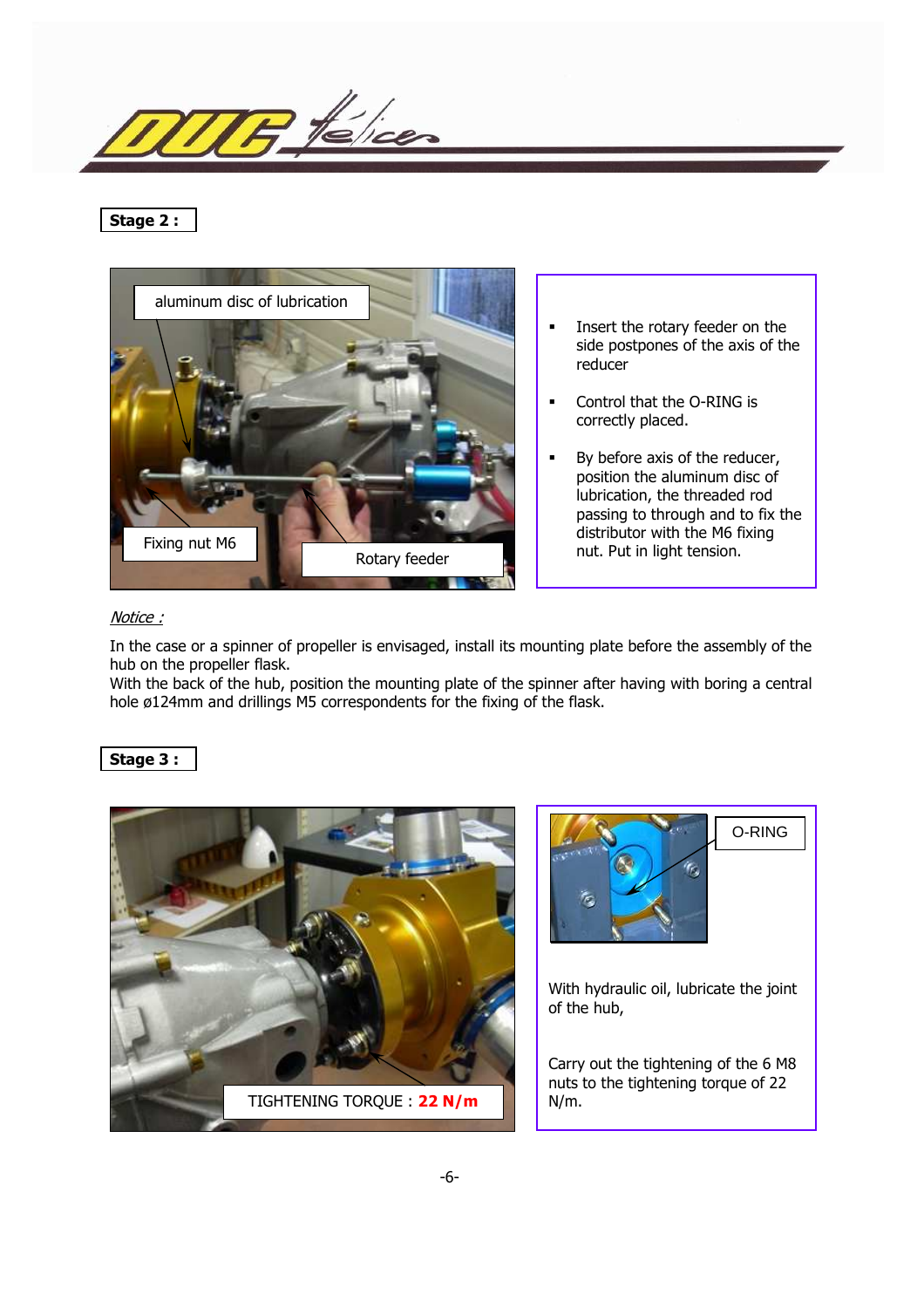**Stage 2 :**

aluminum disc of lubrication

Fixing nut M6

Rotary feeder

- Insert the rotary feeder on the side postpones of the axis of the reducer
- Control that the O-RING is correctly placed.
- By before axis of the reducer, position the aluminum disc of lubrication, the threaded rod passing to through and to fix the distributor with the M6 fixing nut. Put in light tension.

*Notice :*

In the case or a spinner of propeller is envisaged, install its mounting plate before the assembly of the hub on the propeller flask.
With the back of the hub, position the mounting plate of the spinner after having with boring a central hole ø124mm and drillings M5 correspondents for the fixing of the flask.

**Stage 3 :**

TIGHTENING TORQUE : **22 N/m**

O-RING

With hydraulic oil, lubricate the joint of the hub,

Carry out the tightening of the 6 M8 nuts to the tightening torque of 22 N/m.